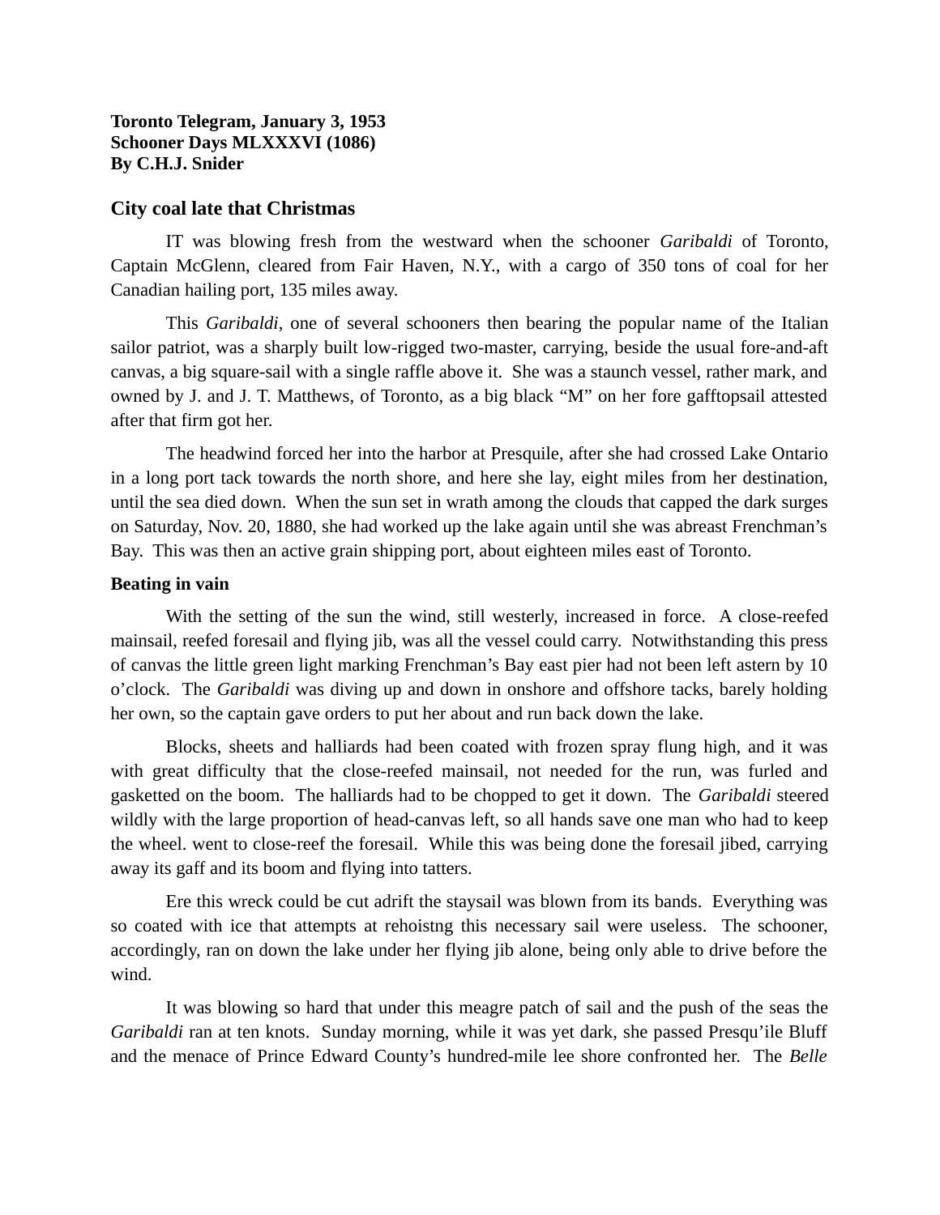**Toronto Telegram, January 3, 1953**
**Schooner Days MLXXXVI (1086)**
**By C.H.J. Snider**

## City coal late that Christmas

IT was blowing fresh from the westward when the schooner *Garibaldi* of Toronto, Captain McGlenn, cleared from Fair Haven, N.Y., with a cargo of 350 tons of coal for her Canadian hailing port, 135 miles away.

This *Garibaldi*, one of several schooners then bearing the popular name of the Italian sailor patriot, was a sharply built low-rigged two-master, carrying, beside the usual fore-and-aft canvas, a big square-sail with a single raffle above it. She was a staunch vessel, rather mark, and owned by J. and J. T. Matthews, of Toronto, as a big black "M" on her fore gafftopsail attested after that firm got her.

The headwind forced her into the harbor at Presquile, after she had crossed Lake Ontario in a long port tack towards the north shore, and here she lay, eight miles from her destination, until the sea died down. When the sun set in wrath among the clouds that capped the dark surges on Saturday, Nov. 20, 1880, she had worked up the lake again until she was abreast Frenchman's Bay. This was then an active grain shipping port, about eighteen miles east of Toronto.

### Beating in vain

With the setting of the sun the wind, still westerly, increased in force. A close-reefed mainsail, reefed foresail and flying jib, was all the vessel could carry. Notwithstanding this press of canvas the little green light marking Frenchman's Bay east pier had not been left astern by 10 o'clock. The *Garibaldi* was diving up and down in onshore and offshore tacks, barely holding her own, so the captain gave orders to put her about and run back down the lake.

Blocks, sheets and halliards had been coated with frozen spray flung high, and it was with great difficulty that the close-reefed mainsail, not needed for the run, was furled and gasketted on the boom. The halliards had to be chopped to get it down. The *Garibaldi* steered wildly with the large proportion of head-canvas left, so all hands save one man who had to keep the wheel. went to close-reef the foresail. While this was being done the foresail jibed, carrying away its gaff and its boom and flying into tatters.

Ere this wreck could be cut adrift the staysail was blown from its bands. Everything was so coated with ice that attempts at rehoistng this necessary sail were useless. The schooner, accordingly, ran on down the lake under her flying jib alone, being only able to drive before the wind.

It was blowing so hard that under this meagre patch of sail and the push of the seas the *Garibaldi* ran at ten knots. Sunday morning, while it was yet dark, she passed Presqu'ile Bluff and the menace of Prince Edward County's hundred-mile lee shore confronted her. The *Belle*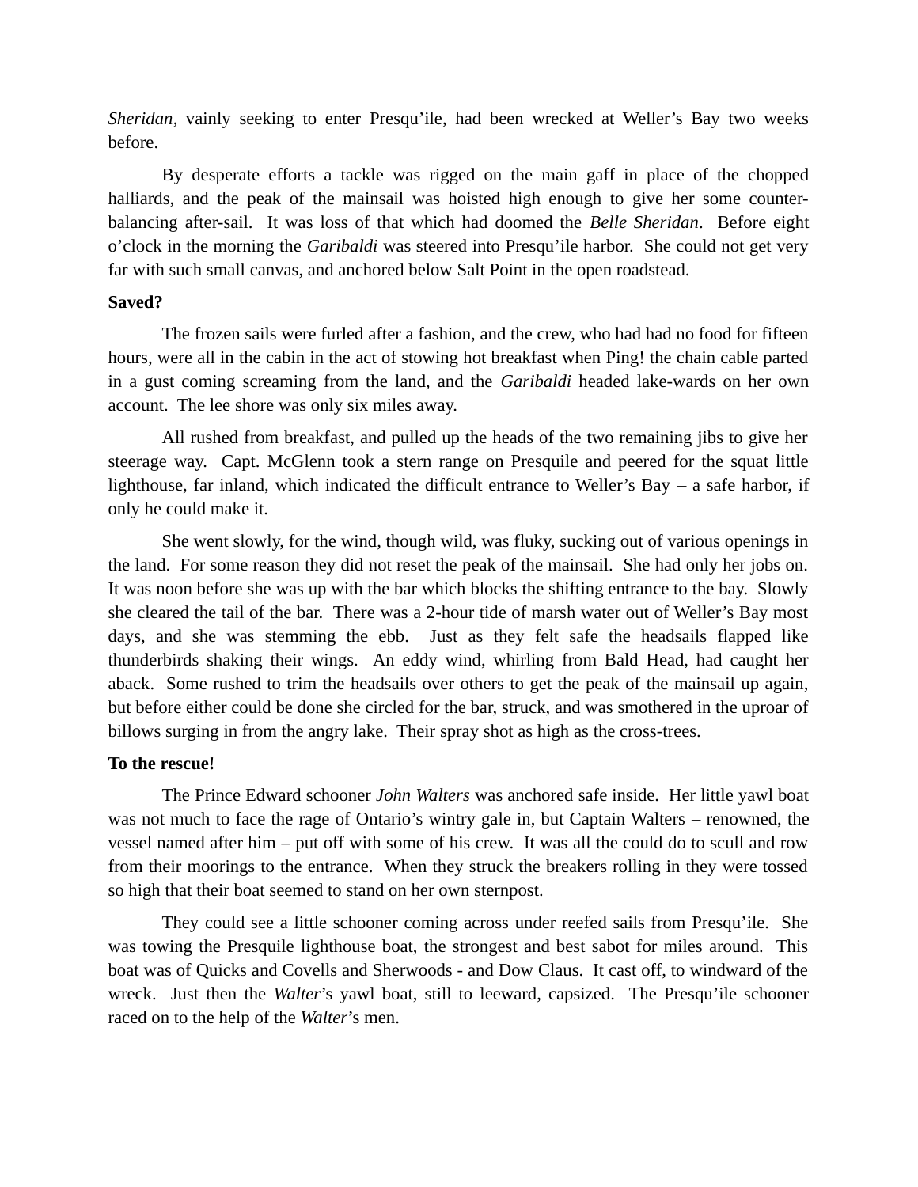*Sheridan*, vainly seeking to enter Presqu'ile, had been wrecked at Weller's Bay two weeks before.

By desperate efforts a tackle was rigged on the main gaff in place of the chopped halliards, and the peak of the mainsail was hoisted high enough to give her some counter-balancing after-sail. It was loss of that which had doomed the *Belle Sheridan*. Before eight o'clock in the morning the *Garibaldi* was steered into Presqu'ile harbor. She could not get very far with such small canvas, and anchored below Salt Point in the open roadstead.

**Saved?**

The frozen sails were furled after a fashion, and the crew, who had had no food for fifteen hours, were all in the cabin in the act of stowing hot breakfast when Ping! the chain cable parted in a gust coming screaming from the land, and the *Garibaldi* headed lake-wards on her own account. The lee shore was only six miles away.

All rushed from breakfast, and pulled up the heads of the two remaining jibs to give her steerage way. Capt. McGlenn took a stern range on Presquile and peered for the squat little lighthouse, far inland, which indicated the difficult entrance to Weller's Bay – a safe harbor, if only he could make it.

She went slowly, for the wind, though wild, was fluky, sucking out of various openings in the land. For some reason they did not reset the peak of the mainsail. She had only her jobs on. It was noon before she was up with the bar which blocks the shifting entrance to the bay. Slowly she cleared the tail of the bar. There was a 2-hour tide of marsh water out of Weller's Bay most days, and she was stemming the ebb. Just as they felt safe the headsails flapped like thunderbirds shaking their wings. An eddy wind, whirling from Bald Head, had caught her aback. Some rushed to trim the headsails over others to get the peak of the mainsail up again, but before either could be done she circled for the bar, struck, and was smothered in the uproar of billows surging in from the angry lake. Their spray shot as high as the cross-trees.

**To the rescue!**

The Prince Edward schooner *John Walters* was anchored safe inside. Her little yawl boat was not much to face the rage of Ontario's wintry gale in, but Captain Walters – renowned, the vessel named after him – put off with some of his crew. It was all the could do to scull and row from their moorings to the entrance. When they struck the breakers rolling in they were tossed so high that their boat seemed to stand on her own sternpost.

They could see a little schooner coming across under reefed sails from Presqu'ile. She was towing the Presquile lighthouse boat, the strongest and best sabot for miles around. This boat was of Quicks and Covells and Sherwoods - and Dow Claus. It cast off, to windward of the wreck. Just then the *Walter*'s yawl boat, still to leeward, capsized. The Presqu'ile schooner raced on to the help of the *Walter*'s men.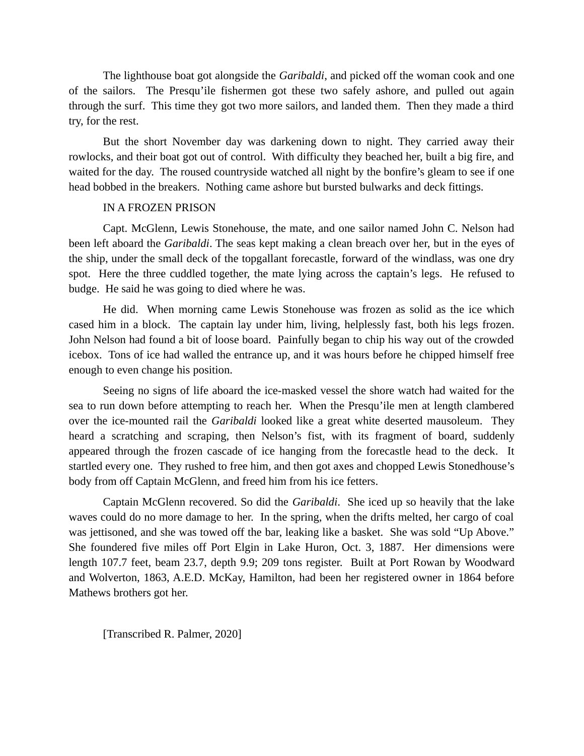The lighthouse boat got alongside the *Garibaldi*, and picked off the woman cook and one of the sailors. The Presqu'ile fishermen got these two safely ashore, and pulled out again through the surf. This time they got two more sailors, and landed them. Then they made a third try, for the rest.

But the short November day was darkening down to night. They carried away their rowlocks, and their boat got out of control. With difficulty they beached her, built a big fire, and waited for the day. The roused countryside watched all night by the bonfire's gleam to see if one head bobbed in the breakers. Nothing came ashore but bursted bulwarks and deck fittings.

IN A FROZEN PRISON

Capt. McGlenn, Lewis Stonehouse, the mate, and one sailor named John C. Nelson had been left aboard the *Garibaldi*. The seas kept making a clean breach over her, but in the eyes of the ship, under the small deck of the topgallant forecastle, forward of the windlass, was one dry spot. Here the three cuddled together, the mate lying across the captain's legs. He refused to budge. He said he was going to died where he was.

He did. When morning came Lewis Stonehouse was frozen as solid as the ice which cased him in a block. The captain lay under him, living, helplessly fast, both his legs frozen. John Nelson had found a bit of loose board. Painfully began to chip his way out of the crowded icebox. Tons of ice had walled the entrance up, and it was hours before he chipped himself free enough to even change his position.

Seeing no signs of life aboard the ice-masked vessel the shore watch had waited for the sea to run down before attempting to reach her. When the Presqu'ile men at length clambered over the ice-mounted rail the *Garibaldi* looked like a great white deserted mausoleum. They heard a scratching and scraping, then Nelson's fist, with its fragment of board, suddenly appeared through the frozen cascade of ice hanging from the forecastle head to the deck. It startled every one. They rushed to free him, and then got axes and chopped Lewis Stonedhouse's body from off Captain McGlenn, and freed him from his ice fetters.

Captain McGlenn recovered. So did the *Garibaldi*. She iced up so heavily that the lake waves could do no more damage to her. In the spring, when the drifts melted, her cargo of coal was jettisoned, and she was towed off the bar, leaking like a basket. She was sold "Up Above." She foundered five miles off Port Elgin in Lake Huron, Oct. 3, 1887. Her dimensions were length 107.7 feet, beam 23.7, depth 9.9; 209 tons register. Built at Port Rowan by Woodward and Wolverton, 1863, A.E.D. McKay, Hamilton, had been her registered owner in 1864 before Mathews brothers got her.

[Transcribed R. Palmer, 2020]